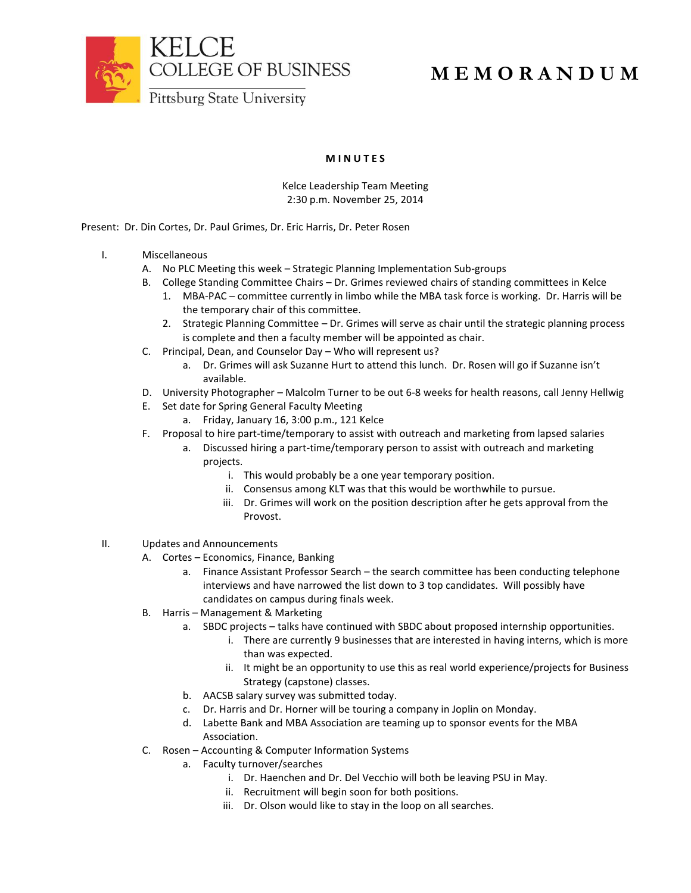KELCE
COLLEGE OF BUSINESS
Pittsburg State University

# M E M O R A N D U M

**M I N U T E S**

Kelce Leadership Team Meeting
2:30 p.m. November 25, 2014

Present: Dr. Din Cortes, Dr. Paul Grimes, Dr. Eric Harris, Dr. Peter Rosen

I. Miscellaneous
   - A. No PLC Meeting this week – Strategic Planning Implementation Sub-groups
   - B. College Standing Committee Chairs – Dr. Grimes reviewed chairs of standing committees in Kelce
     1. MBA-PAC – committee currently in limbo while the MBA task force is working. Dr. Harris will be the temporary chair of this committee.
     2. Strategic Planning Committee – Dr. Grimes will serve as chair until the strategic planning process is complete and then a faculty member will be appointed as chair.
   - C. Principal, Dean, and Counselor Day – Who will represent us?
     - a. Dr. Grimes will ask Suzanne Hurt to attend this lunch. Dr. Rosen will go if Suzanne isn't available.
   - D. University Photographer – Malcolm Turner to be out 6-8 weeks for health reasons, call Jenny Hellwig
   - E. Set date for Spring General Faculty Meeting
     - a. Friday, January 16, 3:00 p.m., 121 Kelce
   - F. Proposal to hire part-time/temporary to assist with outreach and marketing from lapsed salaries
     - a. Discussed hiring a part-time/temporary person to assist with outreach and marketing projects.
       - i. This would probably be a one year temporary position.
       - ii. Consensus among KLT was that this would be worthwhile to pursue.
       - iii. Dr. Grimes will work on the position description after he gets approval from the Provost.

II. Updates and Announcements
   - A. Cortes – Economics, Finance, Banking
     - a. Finance Assistant Professor Search – the search committee has been conducting telephone interviews and have narrowed the list down to 3 top candidates. Will possibly have candidates on campus during finals week.
   - B. Harris – Management & Marketing
     - a. SBDC projects – talks have continued with SBDC about proposed internship opportunities.
       - i. There are currently 9 businesses that are interested in having interns, which is more than was expected.
       - ii. It might be an opportunity to use this as real world experience/projects for Business Strategy (capstone) classes.
     - b. AACSB salary survey was submitted today.
     - c. Dr. Harris and Dr. Horner will be touring a company in Joplin on Monday.
     - d. Labette Bank and MBA Association are teaming up to sponsor events for the MBA Association.
   - C. Rosen – Accounting & Computer Information Systems
     - a. Faculty turnover/searches
       - i. Dr. Haenchen and Dr. Del Vecchio will both be leaving PSU in May.
       - ii. Recruitment will begin soon for both positions.
       - iii. Dr. Olson would like to stay in the loop on all searches.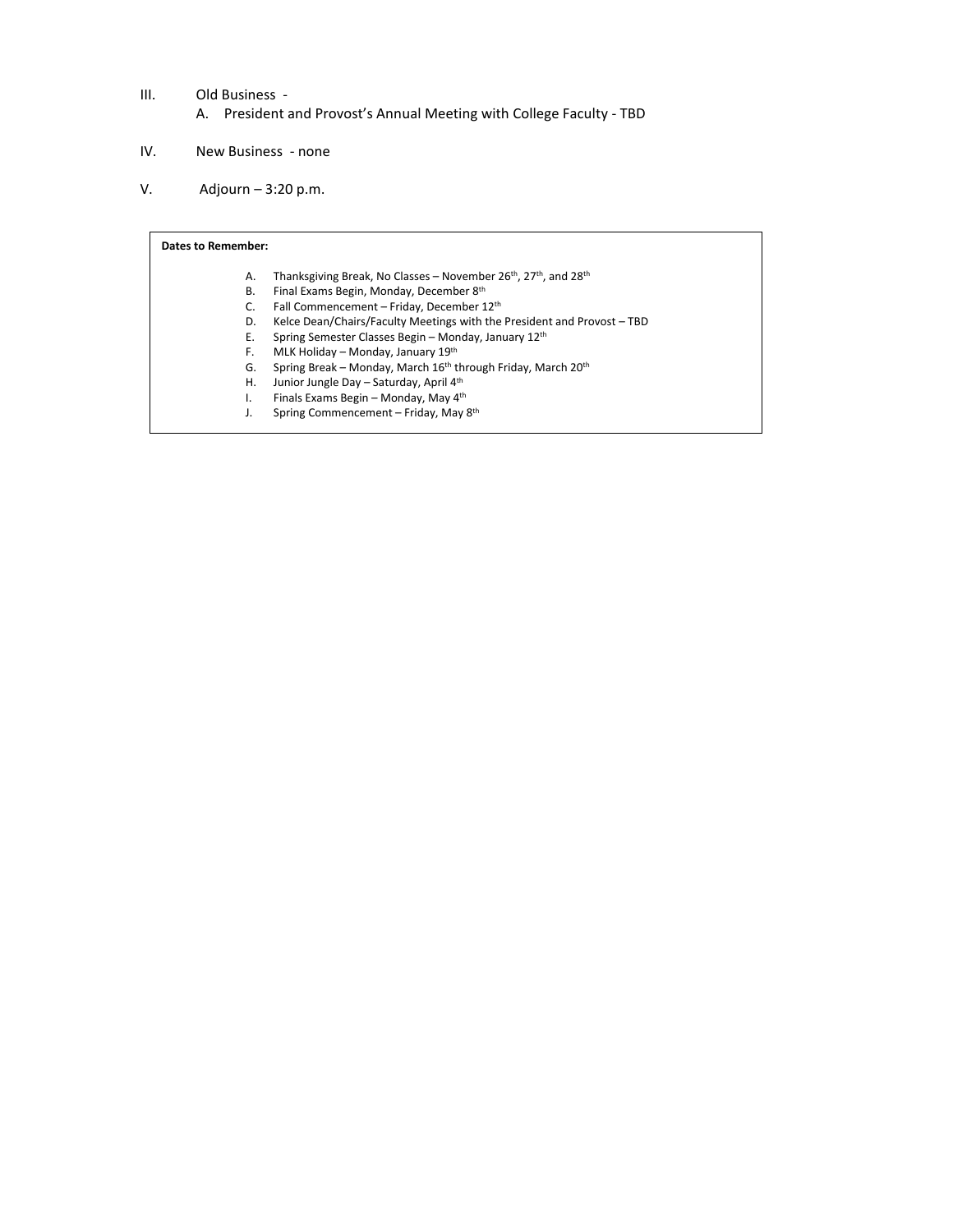III. Old Business -

   A. President and Provost's Annual Meeting with College Faculty - TBD

IV. New Business - none

V. Adjourn – 3:20 p.m.

**Dates to Remember:**

A. Thanksgiving Break, No Classes – November 26th, 27th, and 28th

B. Final Exams Begin, Monday, December 8th

C. Fall Commencement – Friday, December 12th

D. Kelce Dean/Chairs/Faculty Meetings with the President and Provost – TBD

E. Spring Semester Classes Begin – Monday, January 12th

F. MLK Holiday – Monday, January 19th

G. Spring Break – Monday, March 16th through Friday, March 20th

H. Junior Jungle Day – Saturday, April 4th

I. Finals Exams Begin – Monday, May 4th

J. Spring Commencement – Friday, May 8th